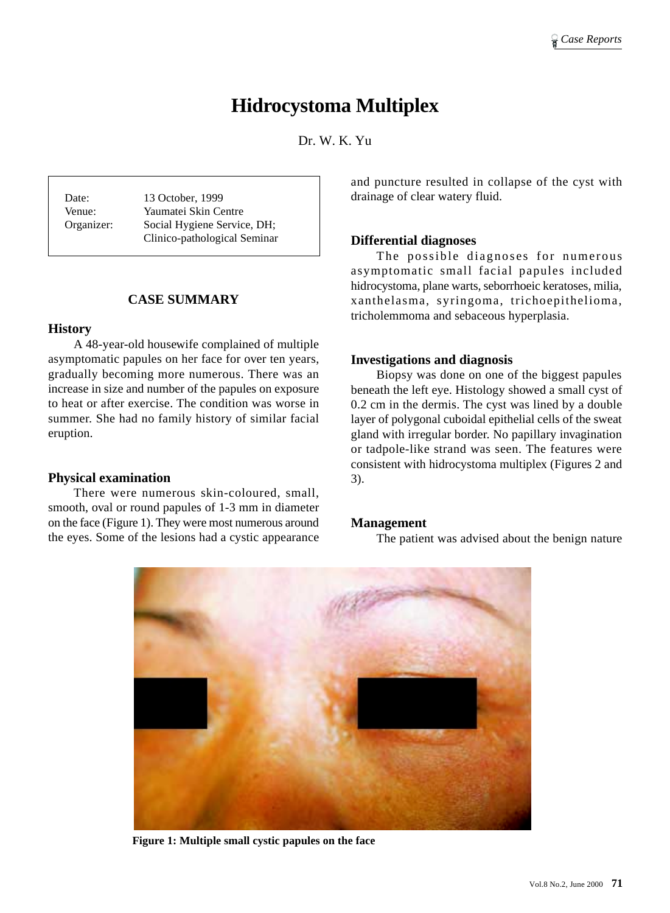# Hidrocystoma Multiplex

Dr. W. K. Yu

| | |
|---|---|
| Date: | 13 October, 1999 |
| Venue: | Yaumatei Skin Centre |
| Organizer: | Social Hygiene Service, DH; Clinico-pathological Seminar |

## CASE SUMMARY

### History

A 48-year-old housewife complained of multiple asymptomatic papules on her face for over ten years, gradually becoming more numerous. There was an increase in size and number of the papules on exposure to heat or after exercise. The condition was worse in summer. She had no family history of similar facial eruption.

### Physical examination

There were numerous skin-coloured, small, smooth, oval or round papules of 1-3 mm in diameter on the face (Figure 1). They were most numerous around the eyes. Some of the lesions had a cystic appearance and puncture resulted in collapse of the cyst with drainage of clear watery fluid.

### Differential diagnoses

The possible diagnoses for numerous asymptomatic small facial papules included hidrocystoma, plane warts, seborrhoeic keratoses, milia, xanthelasma, syringoma, trichoepithelioma, tricholemmoma and sebaceous hyperplasia.

### Investigations and diagnosis

Biopsy was done on one of the biggest papules beneath the left eye. Histology showed a small cyst of 0.2 cm in the dermis. The cyst was lined by a double layer of polygonal cuboidal epithelial cells of the sweat gland with irregular border. No papillary invagination or tadpole-like strand was seen. The features were consistent with hidrocystoma multiplex (Figures 2 and 3).

### Management

The patient was advised about the benign nature

**Figure 1: Multiple small cystic papules on the face**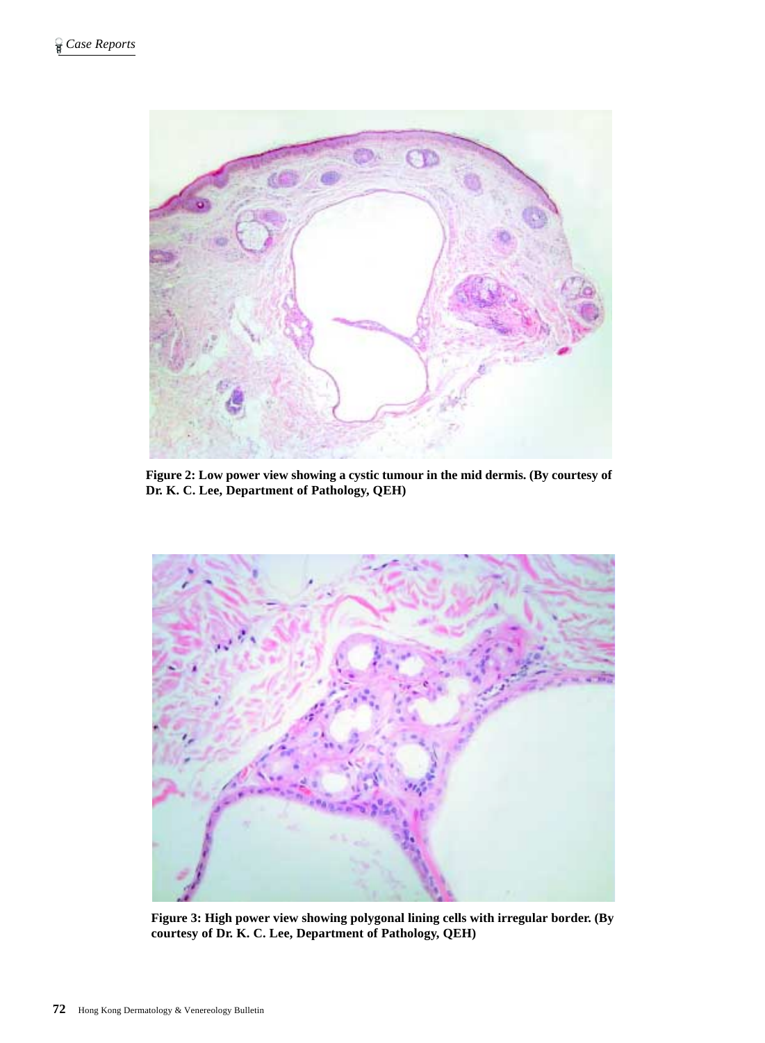Figure 2: Low power view showing a cystic tumour in the mid dermis. (By courtesy of Dr. K. C. Lee, Department of Pathology, QEH)

Figure 3: High power view showing polygonal lining cells with irregular border. (By courtesy of Dr. K. C. Lee, Department of Pathology, QEH)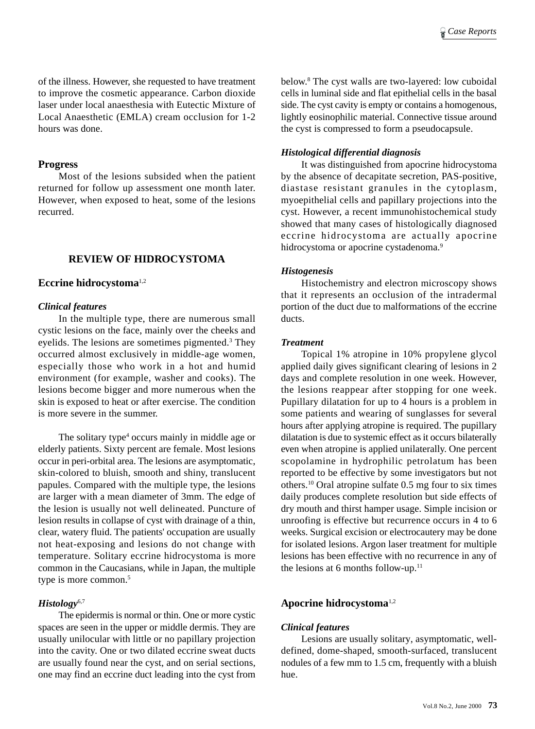of the illness. However, she requested to have treatment to improve the cosmetic appearance. Carbon dioxide laser under local anaesthesia with Eutectic Mixture of Local Anaesthetic (EMLA) cream occlusion for 1-2 hours was done.

### Progress

Most of the lesions subsided when the patient returned for follow up assessment one month later. However, when exposed to heat, some of the lesions recurred.

## REVIEW OF HIDROCYSTOMA

### Eccrine hidrocystoma[1,2]

#### *Clinical features*

In the multiple type, there are numerous small cystic lesions on the face, mainly over the cheeks and eyelids. The lesions are sometimes pigmented.[3] They occurred almost exclusively in middle-age women, especially those who work in a hot and humid environment (for example, washer and cooks). The lesions become bigger and more numerous when the skin is exposed to heat or after exercise. The condition is more severe in the summer.

The solitary type[4] occurs mainly in middle age or elderly patients. Sixty percent are female. Most lesions occur in peri-orbital area. The lesions are asymptomatic, skin-colored to bluish, smooth and shiny, translucent papules. Compared with the multiple type, the lesions are larger with a mean diameter of 3mm. The edge of the lesion is usually not well delineated. Puncture of lesion results in collapse of cyst with drainage of a thin, clear, watery fluid. The patients' occupation are usually not heat-exposing and lesions do not change with temperature. Solitary eccrine hidrocystoma is more common in the Caucasians, while in Japan, the multiple type is more common.[5]

#### *Histology*[6,7]

The epidermis is normal or thin. One or more cystic spaces are seen in the upper or middle dermis. They are usually unilocular with little or no papillary projection into the cavity. One or two dilated eccrine sweat ducts are usually found near the cyst, and on serial sections, one may find an eccrine duct leading into the cyst from below.[8] The cyst walls are two-layered: low cuboidal cells in luminal side and flat epithelial cells in the basal side. The cyst cavity is empty or contains a homogenous, lightly eosinophilic material. Connective tissue around the cyst is compressed to form a pseudocapsule.

#### *Histological differential diagnosis*

It was distinguished from apocrine hidrocystoma by the absence of decapitate secretion, PAS-positive, diastase resistant granules in the cytoplasm, myoepithelial cells and papillary projections into the cyst. However, a recent immunohistochemical study showed that many cases of histologically diagnosed eccrine hidrocystoma are actually apocrine hidrocystoma or apocrine cystadenoma.[9]

#### *Histogenesis*

Histochemistry and electron microscopy shows that it represents an occlusion of the intradermal portion of the duct due to malformations of the eccrine ducts.

#### *Treatment*

Topical 1% atropine in 10% propylene glycol applied daily gives significant clearing of lesions in 2 days and complete resolution in one week. However, the lesions reappear after stopping for one week. Pupillary dilatation for up to 4 hours is a problem in some patients and wearing of sunglasses for several hours after applying atropine is required. The pupillary dilatation is due to systemic effect as it occurs bilaterally even when atropine is applied unilaterally. One percent scopolamine in hydrophilic petrolatum has been reported to be effective by some investigators but not others.[10] Oral atropine sulfate 0.5 mg four to six times daily produces complete resolution but side effects of dry mouth and thirst hamper usage. Simple incision or unroofing is effective but recurrence occurs in 4 to 6 weeks. Surgical excision or electrocautery may be done for isolated lesions. Argon laser treatment for multiple lesions has been effective with no recurrence in any of the lesions at 6 months follow-up.[11]

### Apocrine hidrocystoma[1,2]

#### *Clinical features*

Lesions are usually solitary, asymptomatic, well-defined, dome-shaped, smooth-surfaced, translucent nodules of a few mm to 1.5 cm, frequently with a bluish hue.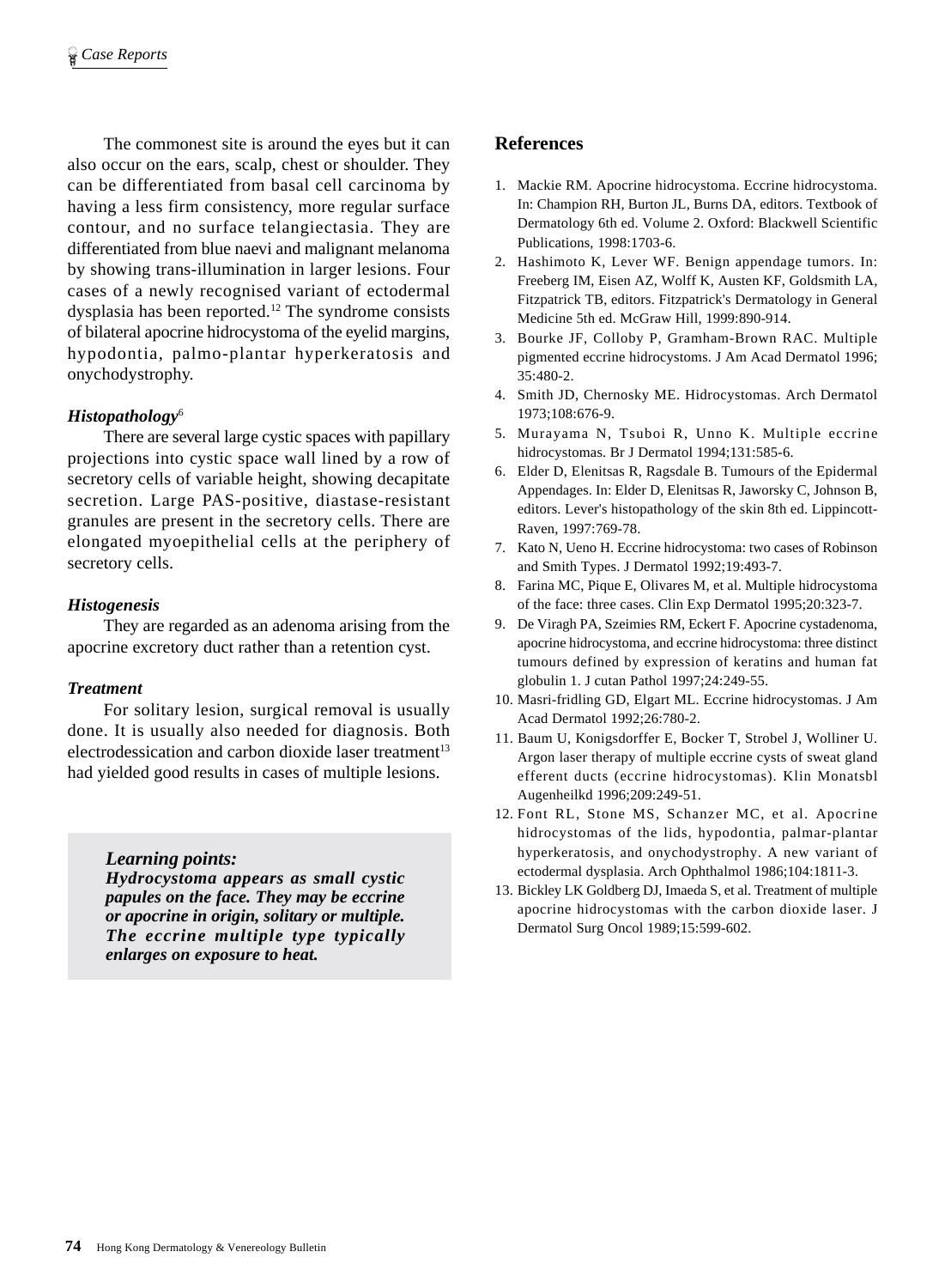The commonest site is around the eyes but it can also occur on the ears, scalp, chest or shoulder. They can be differentiated from basal cell carcinoma by having a less firm consistency, more regular surface contour, and no surface telangiectasia. They are differentiated from blue naevi and malignant melanoma by showing trans-illumination in larger lesions. Four cases of a newly recognised variant of ectodermal dysplasia has been reported.[12] The syndrome consists of bilateral apocrine hidrocystoma of the eyelid margins, hypodontia, palmo-plantar hyperkeratosis and onychodystrophy.

### *Histopathology*[6]

There are several large cystic spaces with papillary projections into cystic space wall lined by a row of secretory cells of variable height, showing decapitate secretion. Large PAS-positive, diastase-resistant granules are present in the secretory cells. There are elongated myoepithelial cells at the periphery of secretory cells.

### *Histogenesis*

They are regarded as an adenoma arising from the apocrine excretory duct rather than a retention cyst.

### *Treatment*

For solitary lesion, surgical removal is usually done. It is usually also needed for diagnosis. Both electrodessication and carbon dioxide laser treatment[13] had yielded good results in cases of multiple lesions.

> ***Learning points:***
> ***Hydrocystoma appears as small cystic papules on the face. They may be eccrine or apocrine in origin, solitary or multiple. The eccrine multiple type typically enlarges on exposure to heat.***

## References

1. Mackie RM. Apocrine hidrocystoma. Eccrine hidrocystoma. In: Champion RH, Burton JL, Burns DA, editors. Textbook of Dermatology 6th ed. Volume 2. Oxford: Blackwell Scientific Publications, 1998:1703-6.
2. Hashimoto K, Lever WF. Benign appendage tumors. In: Freeberg IM, Eisen AZ, Wolff K, Austen KF, Goldsmith LA, Fitzpatrick TB, editors. Fitzpatrick's Dermatology in General Medicine 5th ed. McGraw Hill, 1999:890-914.
3. Bourke JF, Colloby P, Gramham-Brown RAC. Multiple pigmented eccrine hidrocystoms. J Am Acad Dermatol 1996; 35:480-2.
4. Smith JD, Chernosky ME. Hidrocystomas. Arch Dermatol 1973;108:676-9.
5. Murayama N, Tsuboi R, Unno K. Multiple eccrine hidrocystomas. Br J Dermatol 1994;131:585-6.
6. Elder D, Elenitsas R, Ragsdale B. Tumours of the Epidermal Appendages. In: Elder D, Elenitsas R, Jaworsky C, Johnson B, editors. Lever's histopathology of the skin 8th ed. Lippincott-Raven, 1997:769-78.
7. Kato N, Ueno H. Eccrine hidrocystoma: two cases of Robinson and Smith Types. J Dermatol 1992;19:493-7.
8. Farina MC, Pique E, Olivares M, et al. Multiple hidrocystoma of the face: three cases. Clin Exp Dermatol 1995;20:323-7.
9. De Viragh PA, Szeimies RM, Eckert F. Apocrine cystadenoma, apocrine hidrocystoma, and eccrine hidrocystoma: three distinct tumours defined by expression of keratins and human fat globulin 1. J cutan Pathol 1997;24:249-55.
10. Masri-fridling GD, Elgart ML. Eccrine hidrocystomas. J Am Acad Dermatol 1992;26:780-2.
11. Baum U, Konigsdorffer E, Bocker T, Strobel J, Wolliner U. Argon laser therapy of multiple eccrine cysts of sweat gland efferent ducts (eccrine hidrocystomas). Klin Monatsbl Augenheilkd 1996;209:249-51.
12. Font RL, Stone MS, Schanzer MC, et al. Apocrine hidrocystomas of the lids, hypodontia, palmar-plantar hyperkeratosis, and onychodystrophy. A new variant of ectodermal dysplasia. Arch Ophthalmol 1986;104:1811-3.
13. Bickley LK Goldberg DJ, Imaeda S, et al. Treatment of multiple apocrine hidrocystomas with the carbon dioxide laser. J Dermatol Surg Oncol 1989;15:599-602.